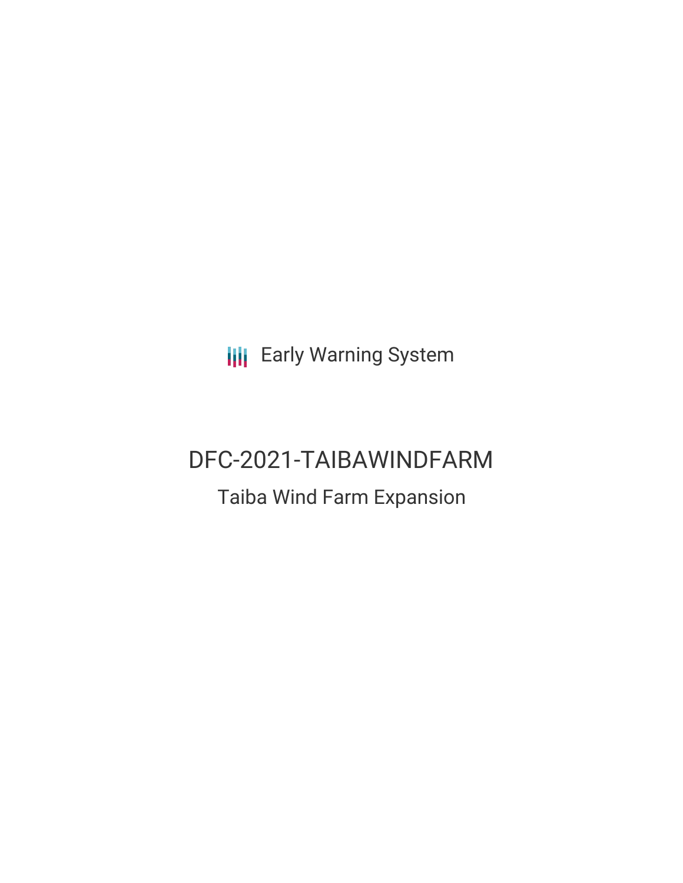Early Warning System

# DFC-2021-TAIBAWINDFARM

## Taiba Wind Farm Expansion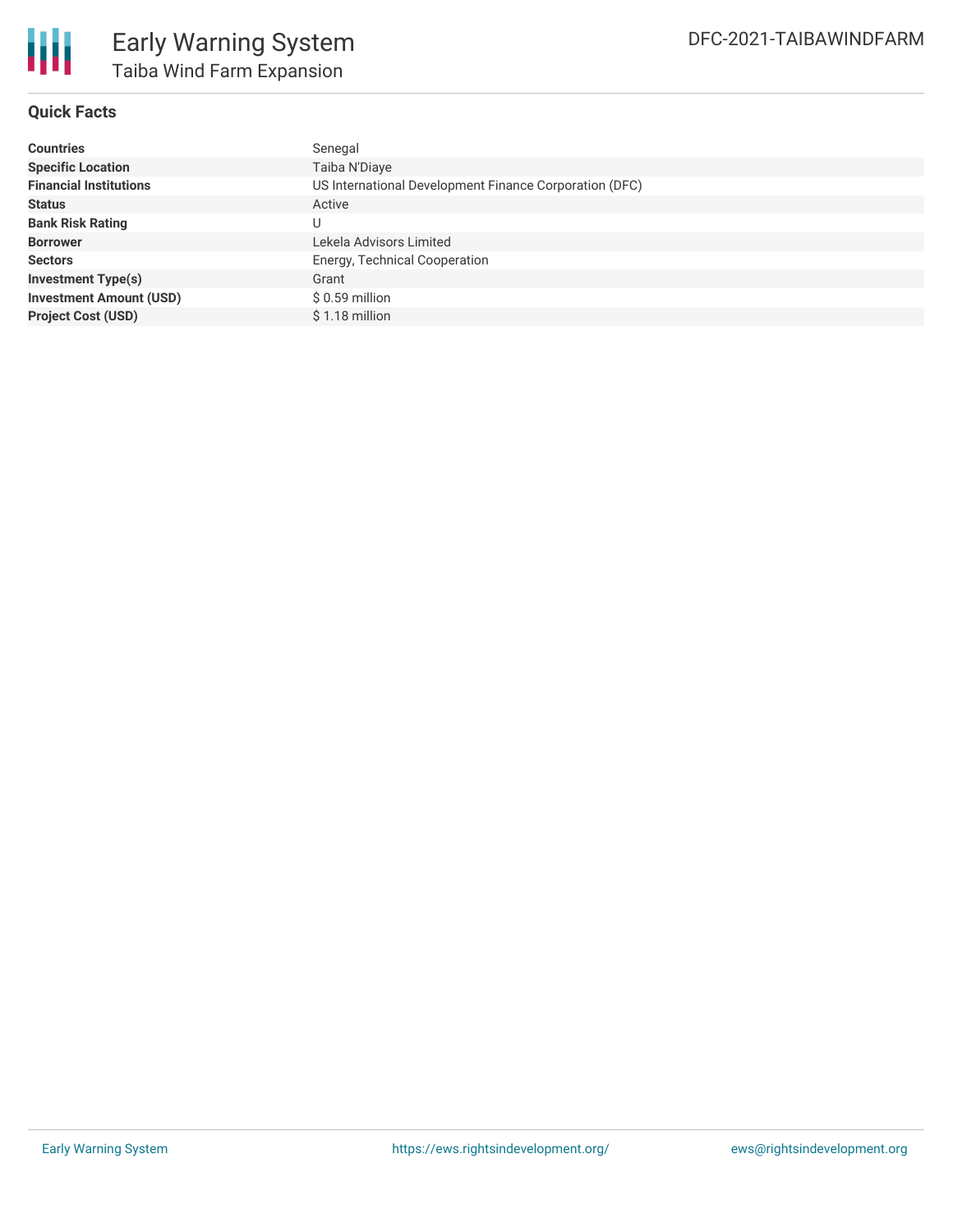# Early Warning System

## Taiba Wind Farm Expansion

DFC-2021-TAIBAWINDFARM

### Quick Facts

| | |
|---|---|
| **Countries** | Senegal |
| **Specific Location** | Taiba N'Diaye |
| **Financial Institutions** | US International Development Finance Corporation (DFC) |
| **Status** | Active |
| **Bank Risk Rating** | U |
| **Borrower** | Lekela Advisors Limited |
| **Sectors** | Energy, Technical Cooperation |
| **Investment Type(s)** | Grant |
| **Investment Amount (USD)** | $ 0.59 million |
| **Project Cost (USD)** | $ 1.18 million |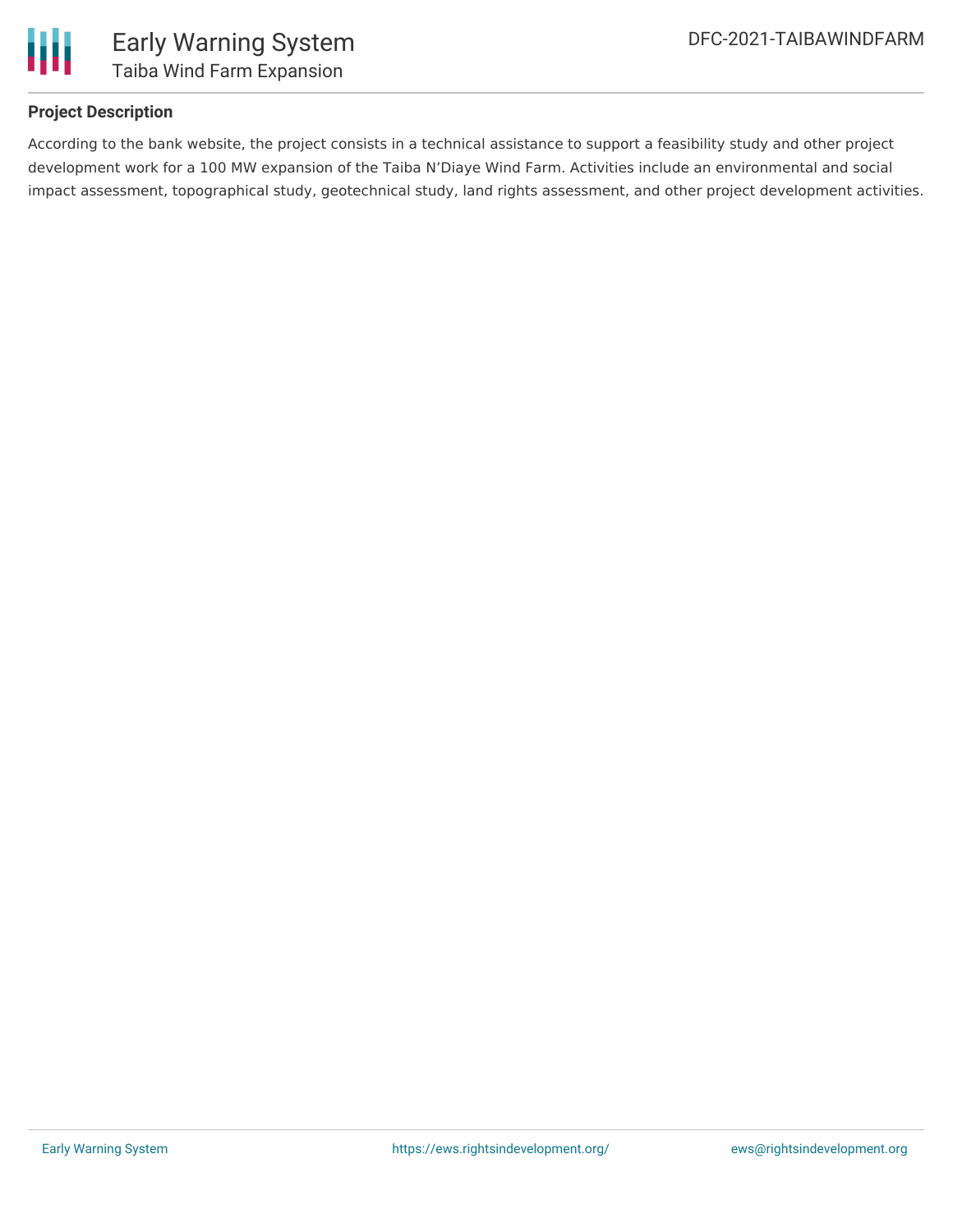**Project Description**

According to the bank website, the project consists in a technical assistance to support a feasibility study and other project development work for a 100 MW expansion of the Taiba N'Diaye Wind Farm. Activities include an environmental and social impact assessment, topographical study, geotechnical study, land rights assessment, and other project development activities.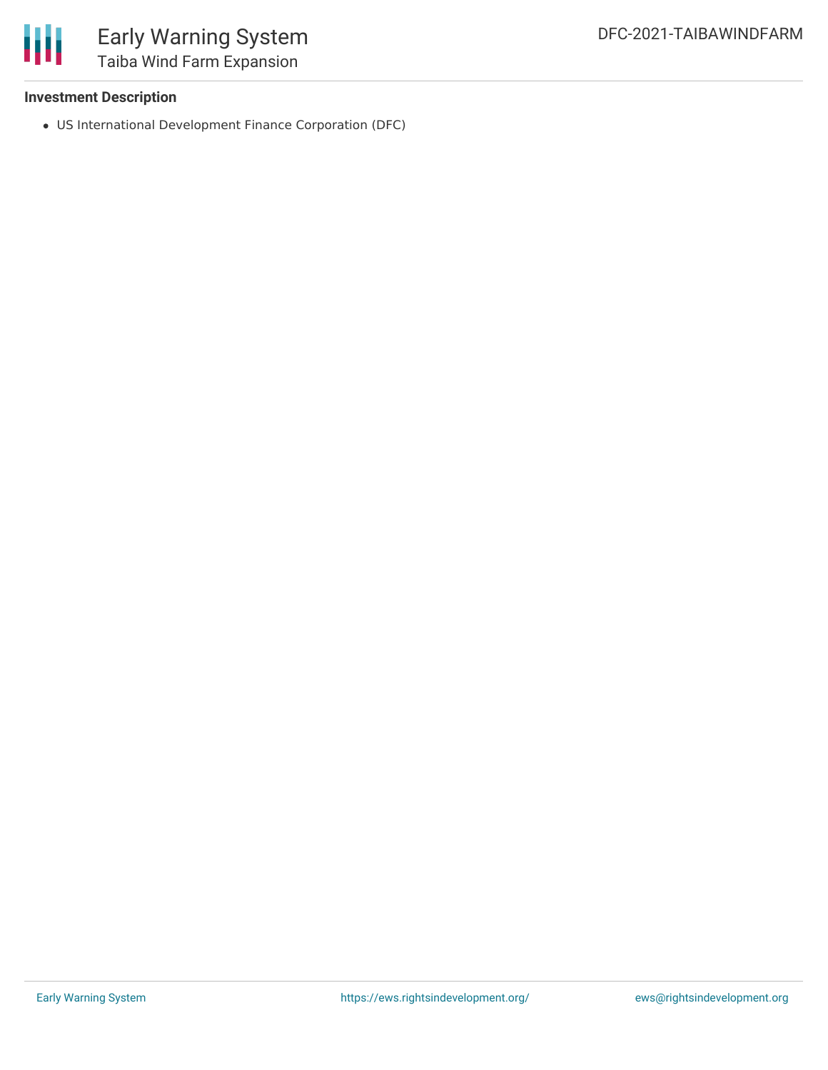**Investment Description**

- US International Development Finance Corporation (DFC)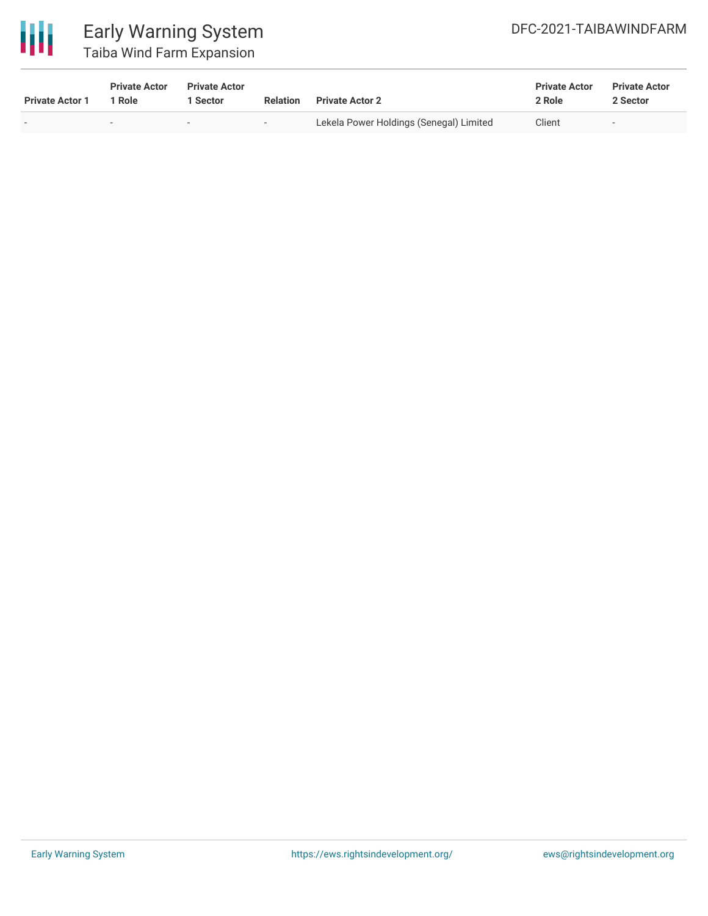| Private Actor 1 | Private Actor 1 Role | Private Actor 1 Sector | Relation | Private Actor 2 | Private Actor 2 Role | Private Actor 2 Sector |
|---|---|---|---|---|---|---|
| - | - | - | - | Lekela Power Holdings (Senegal) Limited | Client | - |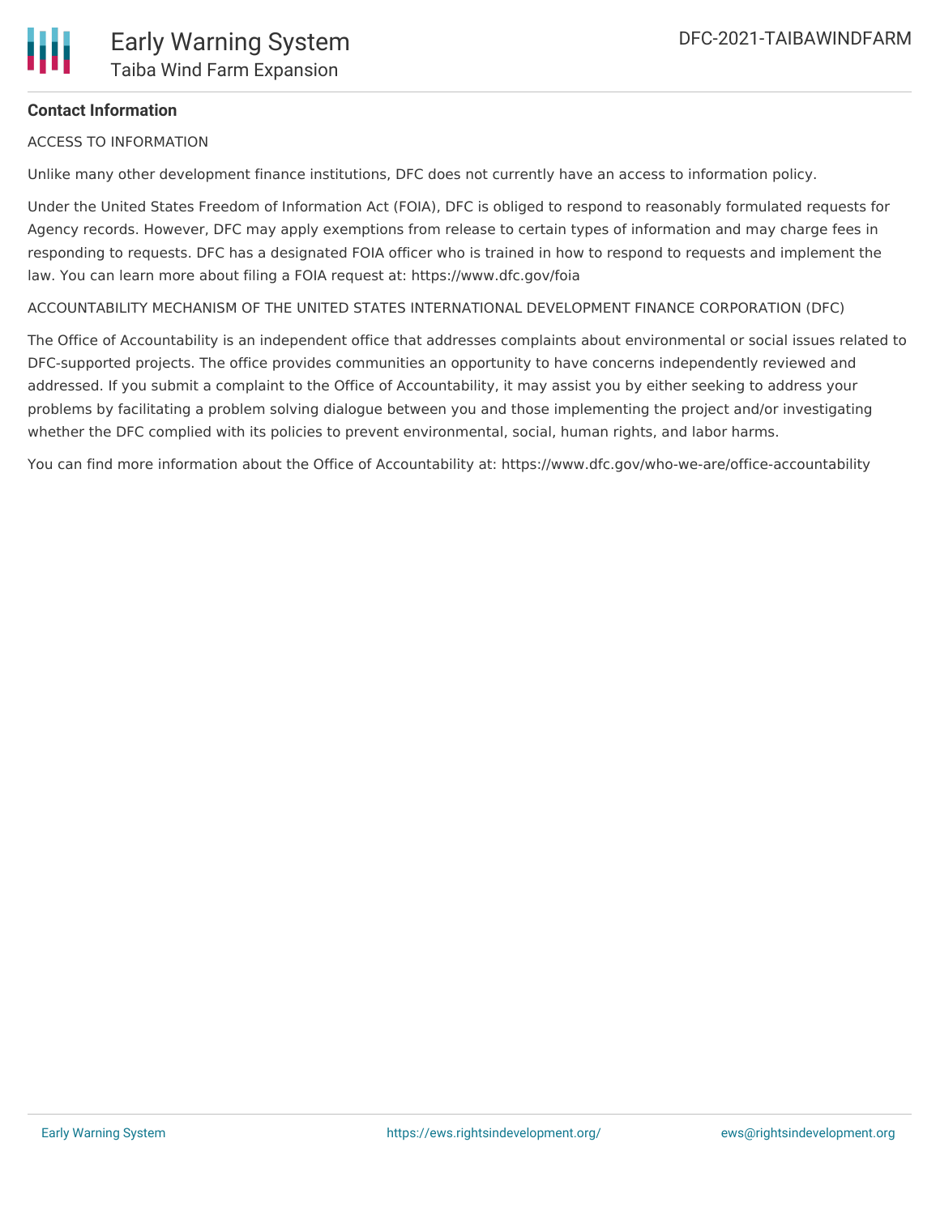**Contact Information**

ACCESS TO INFORMATION

Unlike many other development finance institutions, DFC does not currently have an access to information policy.

Under the United States Freedom of Information Act (FOIA), DFC is obliged to respond to reasonably formulated requests for Agency records. However, DFC may apply exemptions from release to certain types of information and may charge fees in responding to requests. DFC has a designated FOIA officer who is trained in how to respond to requests and implement the law. You can learn more about filing a FOIA request at: https://www.dfc.gov/foia

ACCOUNTABILITY MECHANISM OF THE UNITED STATES INTERNATIONAL DEVELOPMENT FINANCE CORPORATION (DFC)

The Office of Accountability is an independent office that addresses complaints about environmental or social issues related to DFC-supported projects. The office provides communities an opportunity to have concerns independently reviewed and addressed. If you submit a complaint to the Office of Accountability, it may assist you by either seeking to address your problems by facilitating a problem solving dialogue between you and those implementing the project and/or investigating whether the DFC complied with its policies to prevent environmental, social, human rights, and labor harms.

You can find more information about the Office of Accountability at: https://www.dfc.gov/who-we-are/office-accountability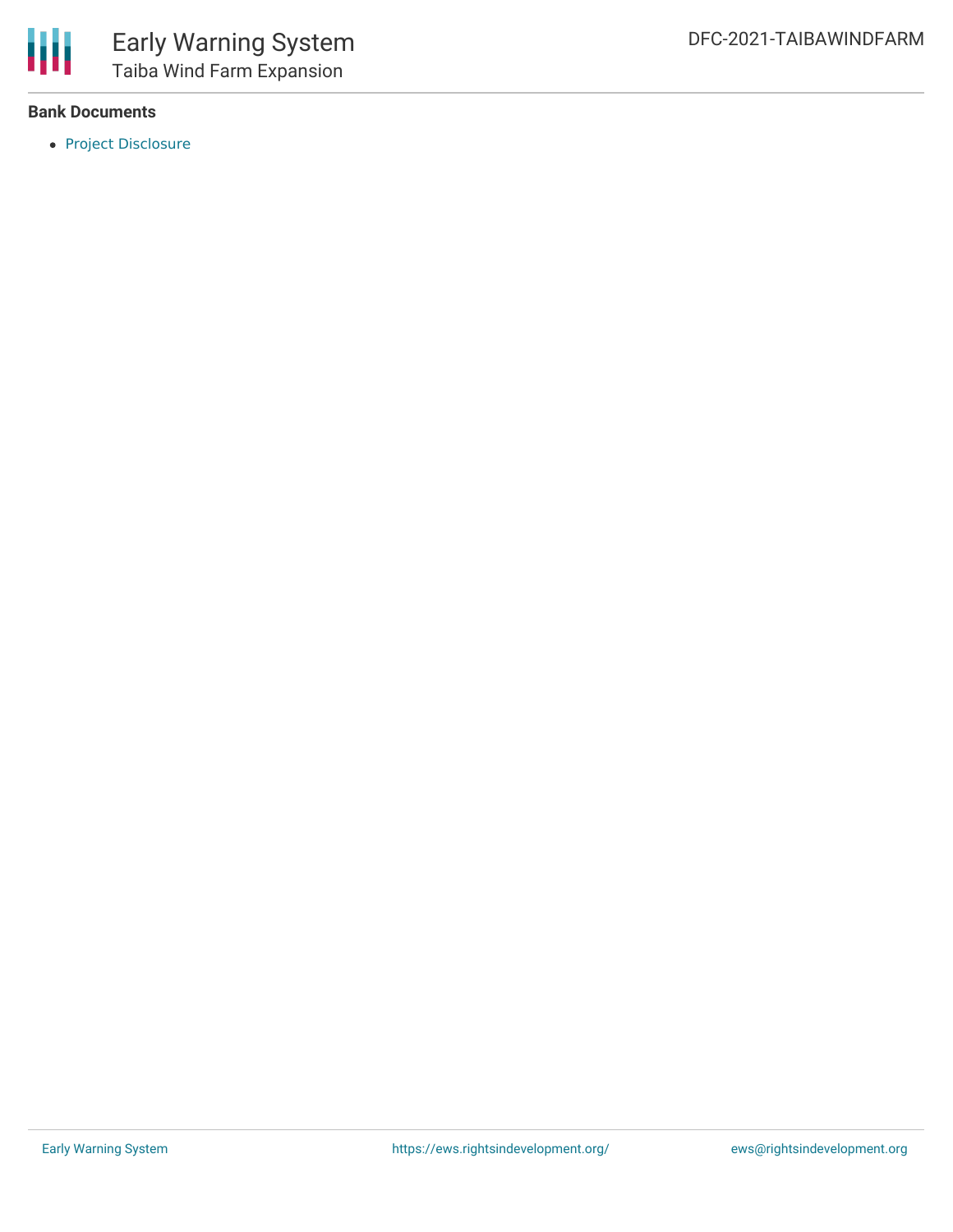**Bank Documents**

- Project Disclosure